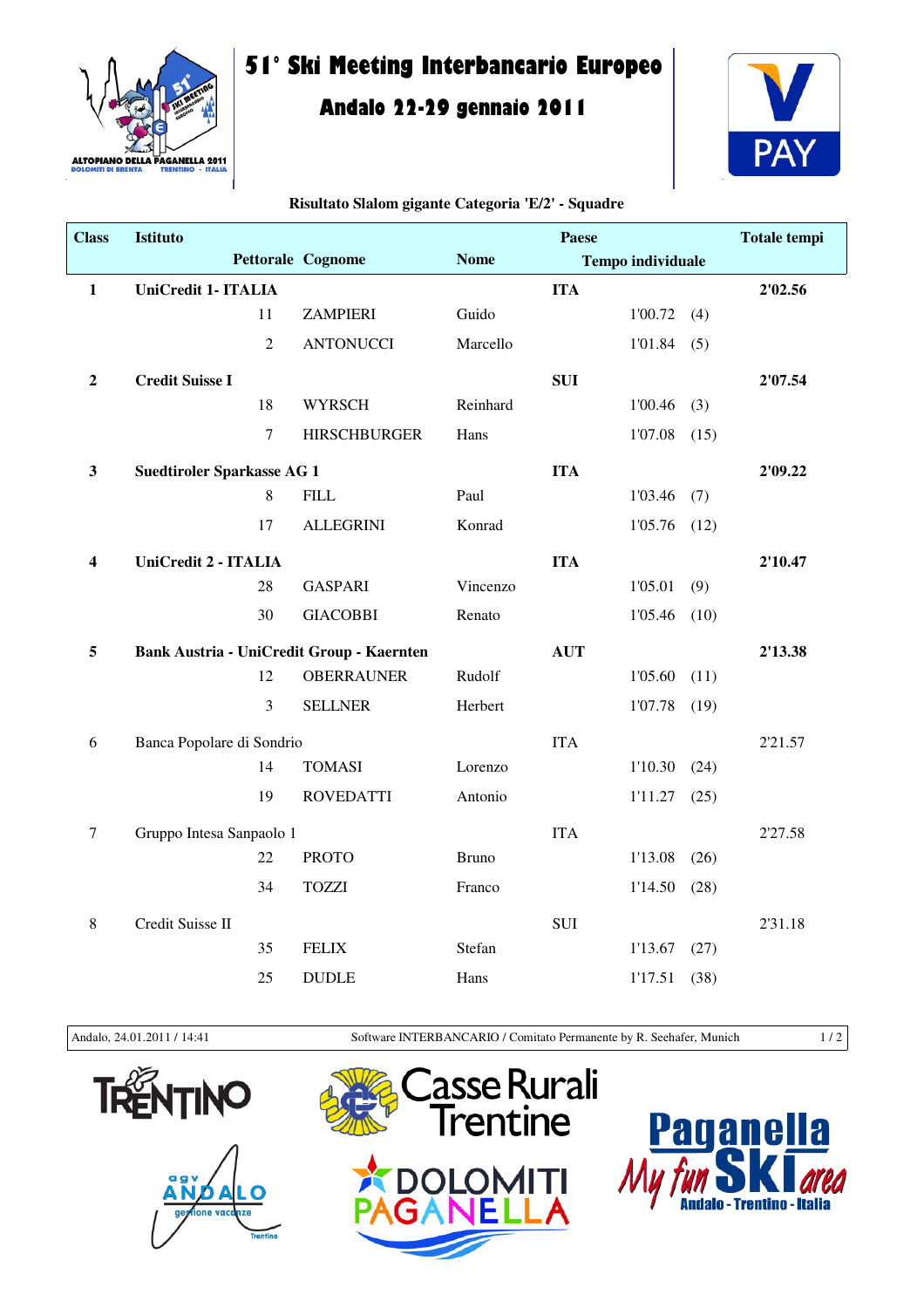# 51° Ski Meeting Interbancario Europeo

## Andalo 22-29 gennaio 2011

**Risultato Slalom gigante Categoria 'E/2' - Squadre**

| Class | Istituto | | | Paese | | | Totale tempi |
|---|---|---|---|---|---|---|---|
| | Pettorale | Cognome | Nome | Tempo individuale | | | |
| **1** | **UniCredit 1- ITALIA** | | | **ITA** | | | **2'02.56** |
| | 11 | ZAMPIERI | Guido | | 1'00.72 | (4) | |
| | 2 | ANTONUCCI | Marcello | | 1'01.84 | (5) | |
| **2** | **Credit Suisse I** | | | **SUI** | | | **2'07.54** |
| | 18 | WYRSCH | Reinhard | | 1'00.46 | (3) | |
| | 7 | HIRSCHBURGER | Hans | | 1'07.08 | (15) | |
| **3** | **Suedtiroler Sparkasse AG 1** | | | **ITA** | | | **2'09.22** |
| | 8 | FILL | Paul | | 1'03.46 | (7) | |
| | 17 | ALLEGRINI | Konrad | | 1'05.76 | (12) | |
| **4** | **UniCredit 2 - ITALIA** | | | **ITA** | | | **2'10.47** |
| | 28 | GASPARI | Vincenzo | | 1'05.01 | (9) | |
| | 30 | GIACOBBI | Renato | | 1'05.46 | (10) | |
| **5** | **Bank Austria - UniCredit Group - Kaernten** | | | **AUT** | | | **2'13.38** |
| | 12 | OBERRAUNER | Rudolf | | 1'05.60 | (11) | |
| | 3 | SELLNER | Herbert | | 1'07.78 | (19) | |
| 6 | Banca Popolare di Sondrio | | | ITA | | | 2'21.57 |
| | 14 | TOMASI | Lorenzo | | 1'10.30 | (24) | |
| | 19 | ROVEDATTI | Antonio | | 1'11.27 | (25) | |
| 7 | Gruppo Intesa Sanpaolo 1 | | | ITA | | | 2'27.58 |
| | 22 | PROTO | Bruno | | 1'13.08 | (26) | |
| | 34 | TOZZI | Franco | | 1'14.50 | (28) | |
| 8 | Credit Suisse II | | | SUI | | | 2'31.18 |
| | 35 | FELIX | Stefan | | 1'13.67 | (27) | |
| | 25 | DUDLE | Hans | | 1'17.51 | (38) | |

Andalo, 24.01.2011 / 14:41 — Software INTERBANCARIO / Comitato Permanente by R. Seehafer, Munich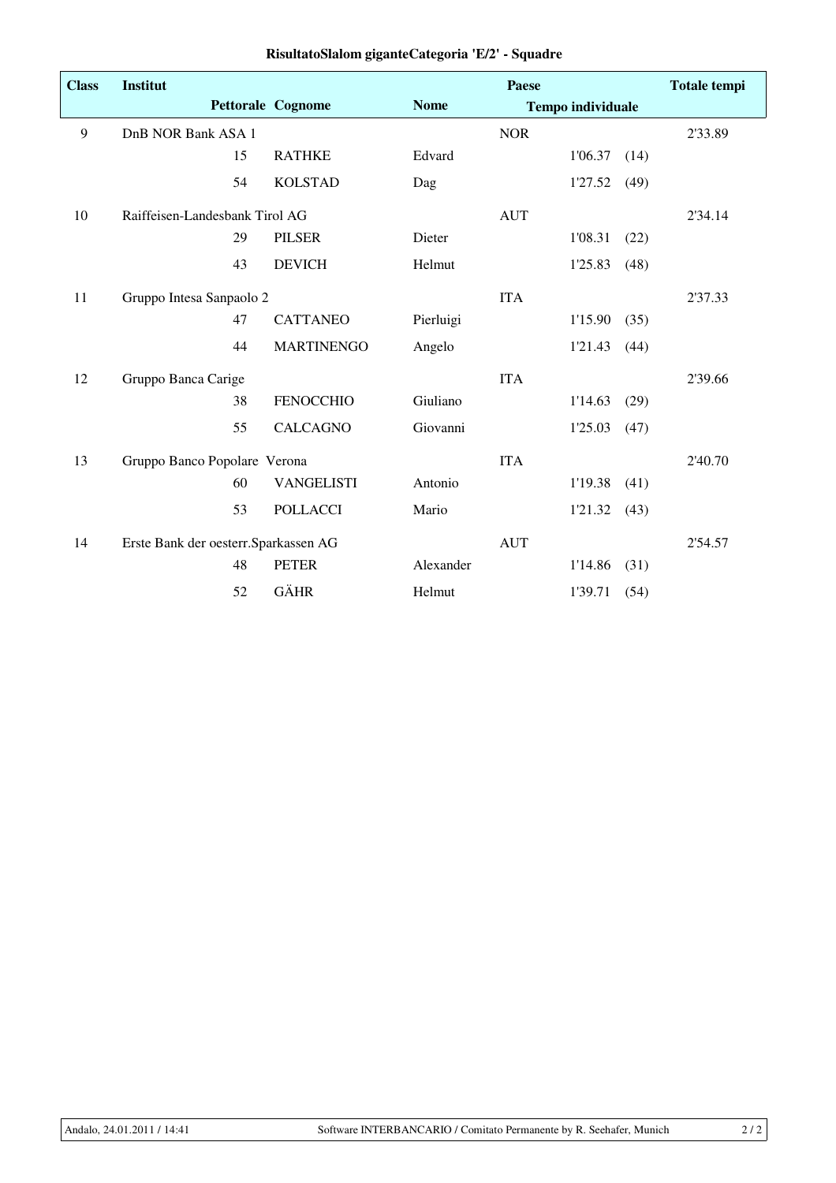**RisultatoSlalom giganteCategoria 'E/2' - Squadre**

| Class | Institut | | | Paese | | | Totale tempi |
|---|---|---|---|---|---|---|---|
| | Pettorale | Cognome | Nome | Tempo individuale | | | |
| 9 | DnB NOR Bank ASA 1 | | | NOR | | | 2'33.89 |
| | 15 | RATHKE | Edvard | | 1'06.37 | (14) | |
| | 54 | KOLSTAD | Dag | | 1'27.52 | (49) | |
| 10 | Raiffeisen-Landesbank Tirol AG | | | AUT | | | 2'34.14 |
| | 29 | PILSER | Dieter | | 1'08.31 | (22) | |
| | 43 | DEVICH | Helmut | | 1'25.83 | (48) | |
| 11 | Gruppo Intesa Sanpaolo 2 | | | ITA | | | 2'37.33 |
| | 47 | CATTANEO | Pierluigi | | 1'15.90 | (35) | |
| | 44 | MARTINENGO | Angelo | | 1'21.43 | (44) | |
| 12 | Gruppo Banca Carige | | | ITA | | | 2'39.66 |
| | 38 | FENOCCHIO | Giuliano | | 1'14.63 | (29) | |
| | 55 | CALCAGNO | Giovanni | | 1'25.03 | (47) | |
| 13 | Gruppo Banco Popolare Verona | | | ITA | | | 2'40.70 |
| | 60 | VANGELISTI | Antonio | | 1'19.38 | (41) | |
| | 53 | POLLACCI | Mario | | 1'21.32 | (43) | |
| 14 | Erste Bank der oesterr.Sparkassen AG | | | AUT | | | 2'54.57 |
| | 48 | PETER | Alexander | | 1'14.86 | (31) | |
| | 52 | GÄHR | Helmut | | 1'39.71 | (54) | |

Andalo, 24.01.2011 / 14:41 — Software INTERBANCARIO / Comitato Permanente by R. Seehafer, Munich